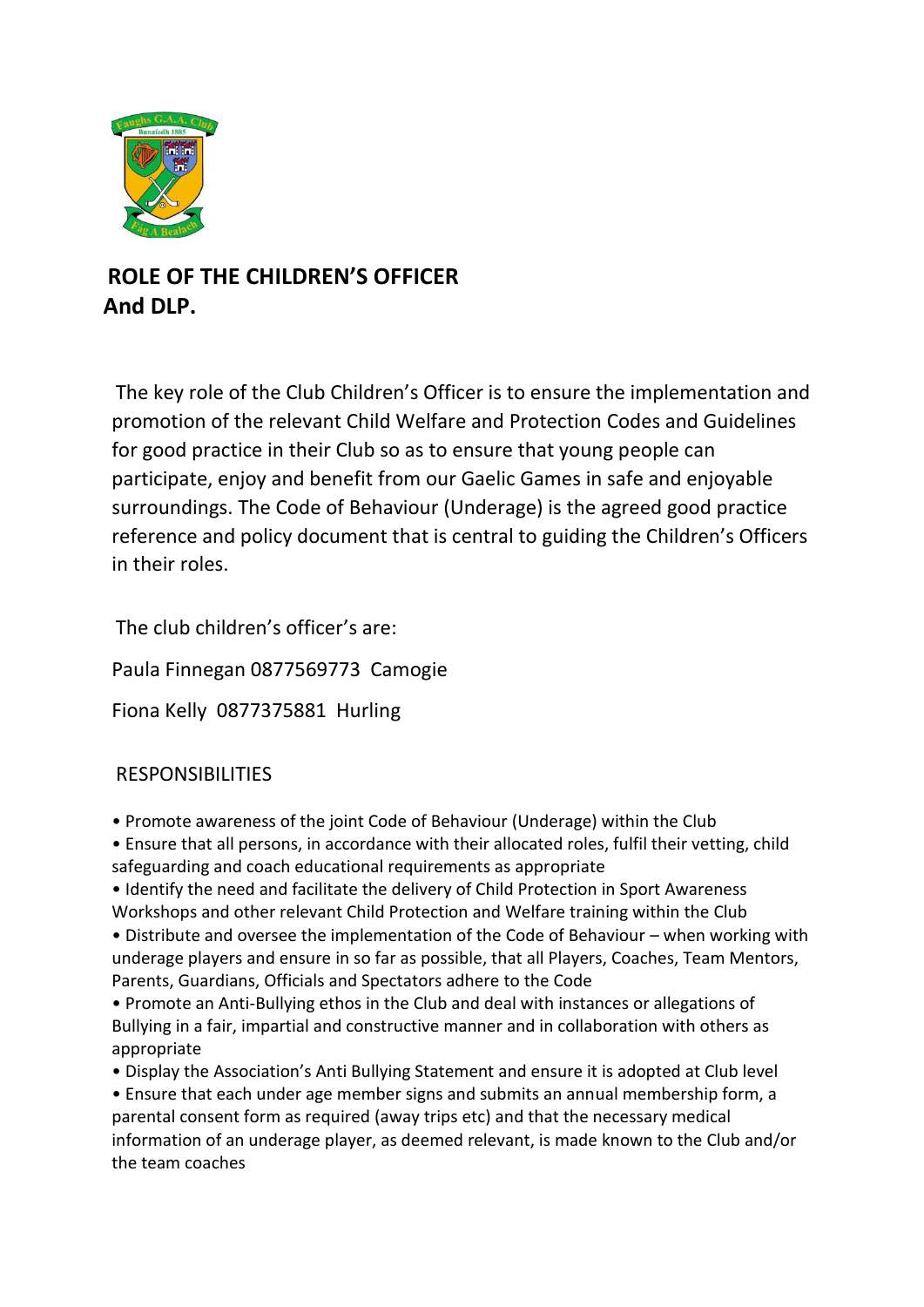# ROLE OF THE CHILDREN'S OFFICER And DLP.

The key role of the Club Children's Officer is to ensure the implementation and promotion of the relevant Child Welfare and Protection Codes and Guidelines for good practice in their Club so as to ensure that young people can participate, enjoy and benefit from our Gaelic Games in safe and enjoyable surroundings. The Code of Behaviour (Underage) is the agreed good practice reference and policy document that is central to guiding the Children's Officers in their roles.

The club children's officer's are:

Paula Finnegan 0877569773 Camogie

Fiona Kelly 0877375881 Hurling

## RESPONSIBILITIES

- Promote awareness of the joint Code of Behaviour (Underage) within the Club
- Ensure that all persons, in accordance with their allocated roles, fulfil their vetting, child safeguarding and coach educational requirements as appropriate
- Identify the need and facilitate the delivery of Child Protection in Sport Awareness Workshops and other relevant Child Protection and Welfare training within the Club
- Distribute and oversee the implementation of the Code of Behaviour – when working with underage players and ensure in so far as possible, that all Players, Coaches, Team Mentors, Parents, Guardians, Officials and Spectators adhere to the Code
- Promote an Anti-Bullying ethos in the Club and deal with instances or allegations of Bullying in a fair, impartial and constructive manner and in collaboration with others as appropriate
- Display the Association's Anti Bullying Statement and ensure it is adopted at Club level
- Ensure that each under age member signs and submits an annual membership form, a parental consent form as required (away trips etc) and that the necessary medical information of an underage player, as deemed relevant, is made known to the Club and/or the team coaches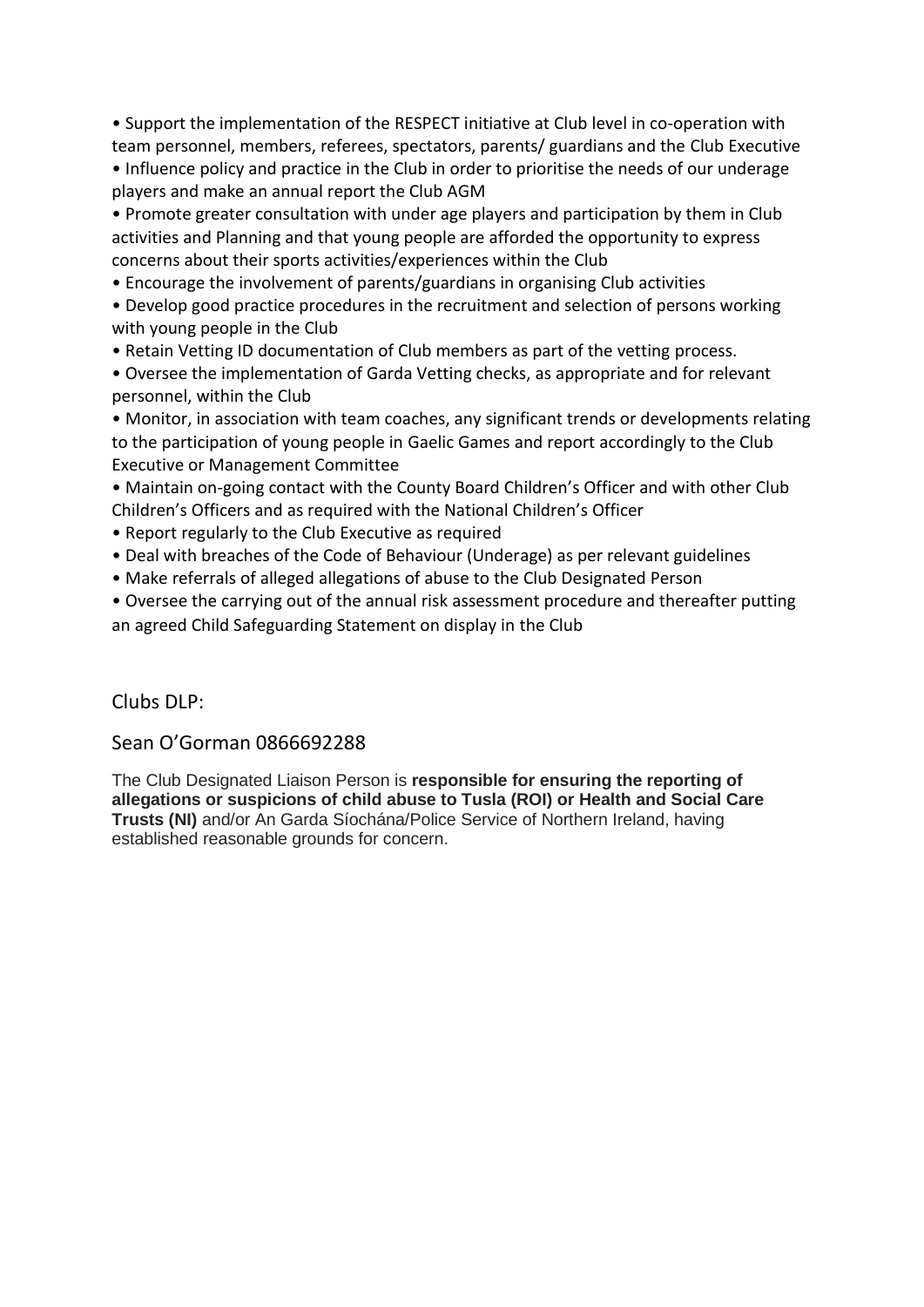- Support the implementation of the RESPECT initiative at Club level in co-operation with team personnel, members, referees, spectators, parents/ guardians and the Club Executive
- Influence policy and practice in the Club in order to prioritise the needs of our underage players and make an annual report the Club AGM
- Promote greater consultation with under age players and participation by them in Club activities and Planning and that young people are afforded the opportunity to express concerns about their sports activities/experiences within the Club
- Encourage the involvement of parents/guardians in organising Club activities
- Develop good practice procedures in the recruitment and selection of persons working with young people in the Club
- Retain Vetting ID documentation of Club members as part of the vetting process.
- Oversee the implementation of Garda Vetting checks, as appropriate and for relevant personnel, within the Club
- Monitor, in association with team coaches, any significant trends or developments relating to the participation of young people in Gaelic Games and report accordingly to the Club Executive or Management Committee
- Maintain on-going contact with the County Board Children's Officer and with other Club Children's Officers and as required with the National Children's Officer
- Report regularly to the Club Executive as required
- Deal with breaches of the Code of Behaviour (Underage) as per relevant guidelines
- Make referrals of alleged allegations of abuse to the Club Designated Person
- Oversee the carrying out of the annual risk assessment procedure and thereafter putting an agreed Child Safeguarding Statement on display in the Club

## Clubs DLP:

## Sean O'Gorman 0866692288

The Club Designated Liaison Person is **responsible for ensuring the reporting of allegations or suspicions of child abuse to Tusla (ROI) or Health and Social Care Trusts (NI)** and/or An Garda Síochána/Police Service of Northern Ireland, having established reasonable grounds for concern.